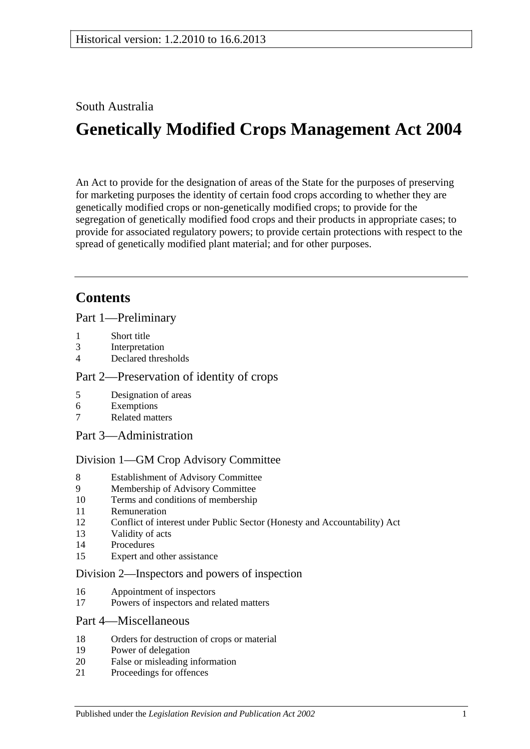Historical version: 1.2.2010 to 16.6.2013

South Australia

# Genetically Modified Crops Management Act 2004

An Act to provide for the designation of areas of the State for the purposes of preserving for marketing purposes the identity of certain food crops according to whether they are genetically modified crops or non-genetically modified crops; to provide for the segregation of genetically modified food crops and their products in appropriate cases; to provide for associated regulatory powers; to provide certain protections with respect to the spread of genetically modified plant material; and for other purposes.

## Contents

### Part 1—Preliminary

1 Short title
3 Interpretation
4 Declared thresholds

### Part 2—Preservation of identity of crops

5 Designation of areas
6 Exemptions
7 Related matters

### Part 3—Administration

#### Division 1—GM Crop Advisory Committee

8 Establishment of Advisory Committee
9 Membership of Advisory Committee
10 Terms and conditions of membership
11 Remuneration
12 Conflict of interest under Public Sector (Honesty and Accountability) Act
13 Validity of acts
14 Procedures
15 Expert and other assistance

#### Division 2—Inspectors and powers of inspection

16 Appointment of inspectors
17 Powers of inspectors and related matters

### Part 4—Miscellaneous

18 Orders for destruction of crops or material
19 Power of delegation
20 False or misleading information
21 Proceedings for offences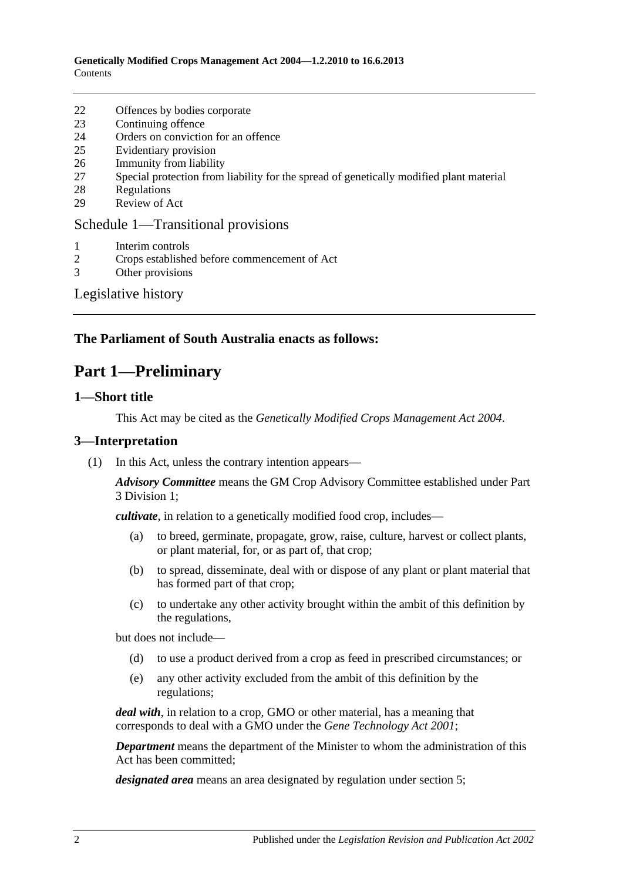22 Offences by bodies corporate
23 Continuing offence
24 Orders on conviction for an offence
25 Evidentiary provision
26 Immunity from liability
27 Special protection from liability for the spread of genetically modified plant material
28 Regulations
29 Review of Act

Schedule 1—Transitional provisions

1 Interim controls
2 Crops established before commencement of Act
3 Other provisions

Legislative history

**The Parliament of South Australia enacts as follows:**

# Part 1—Preliminary

## 1—Short title

This Act may be cited as the *Genetically Modified Crops Management Act 2004*.

## 3—Interpretation

(1) In this Act, unless the contrary intention appears—

***Advisory Committee*** means the GM Crop Advisory Committee established under Part 3 Division 1;

***cultivate***, in relation to a genetically modified food crop, includes—

- (a) to breed, germinate, propagate, grow, raise, culture, harvest or collect plants, or plant material, for, or as part of, that crop;
- (b) to spread, disseminate, deal with or dispose of any plant or plant material that has formed part of that crop;
- (c) to undertake any other activity brought within the ambit of this definition by the regulations,

but does not include—

- (d) to use a product derived from a crop as feed in prescribed circumstances; or
- (e) any other activity excluded from the ambit of this definition by the regulations;

***deal with***, in relation to a crop, GMO or other material, has a meaning that corresponds to deal with a GMO under the *Gene Technology Act 2001*;

***Department*** means the department of the Minister to whom the administration of this Act has been committed;

***designated area*** means an area designated by regulation under section 5;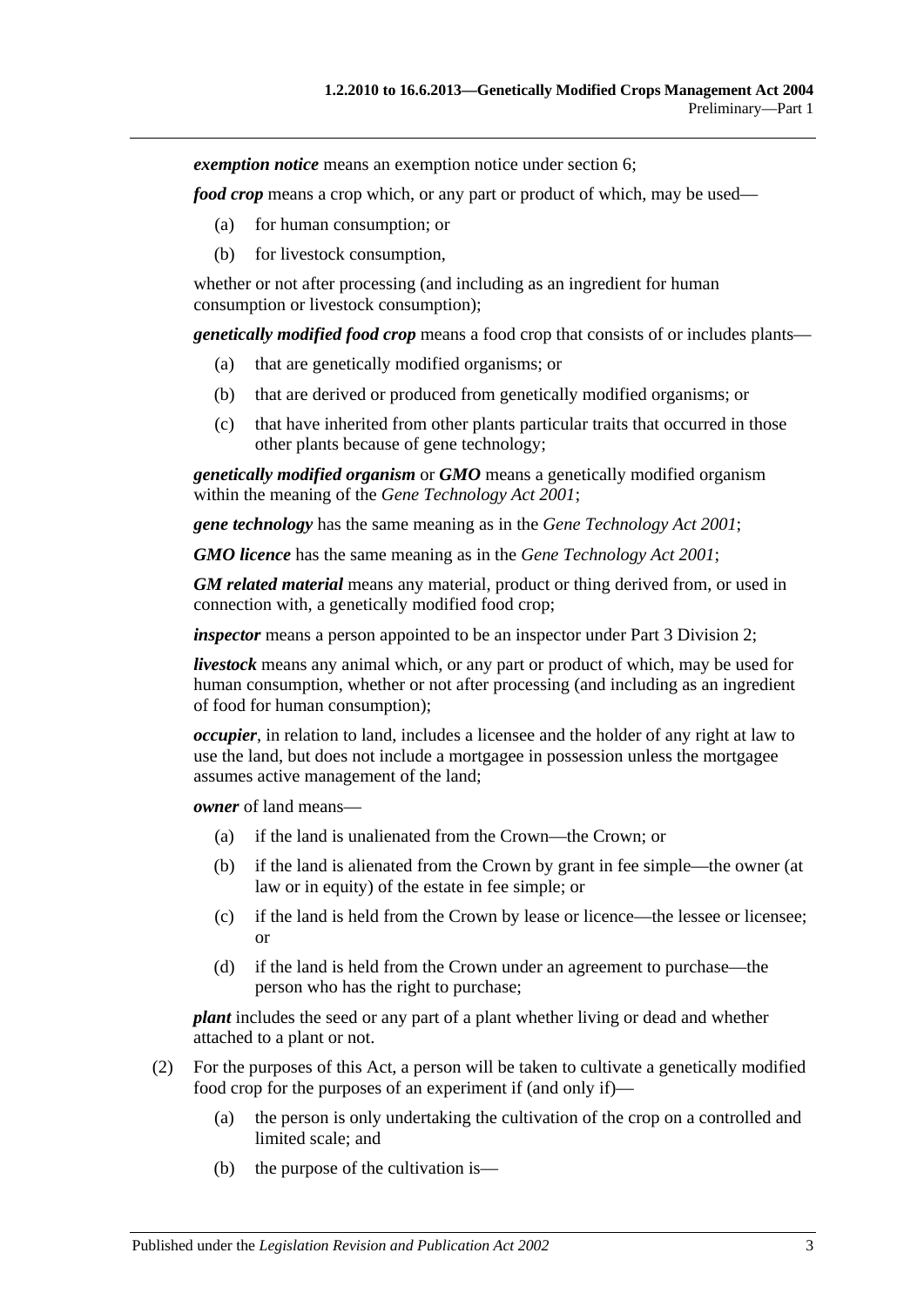***exemption notice*** means an exemption notice under section 6;

***food crop*** means a crop which, or any part or product of which, may be used—

(a) for human consumption; or

(b) for livestock consumption,

whether or not after processing (and including as an ingredient for human consumption or livestock consumption);

***genetically modified food crop*** means a food crop that consists of or includes plants—

(a) that are genetically modified organisms; or

(b) that are derived or produced from genetically modified organisms; or

(c) that have inherited from other plants particular traits that occurred in those other plants because of gene technology;

***genetically modified organism*** or ***GMO*** means a genetically modified organism within the meaning of the *Gene Technology Act 2001*;

***gene technology*** has the same meaning as in the *Gene Technology Act 2001*;

***GMO licence*** has the same meaning as in the *Gene Technology Act 2001*;

***GM related material*** means any material, product or thing derived from, or used in connection with, a genetically modified food crop;

***inspector*** means a person appointed to be an inspector under Part 3 Division 2;

***livestock*** means any animal which, or any part or product of which, may be used for human consumption, whether or not after processing (and including as an ingredient of food for human consumption);

***occupier***, in relation to land, includes a licensee and the holder of any right at law to use the land, but does not include a mortgagee in possession unless the mortgagee assumes active management of the land;

***owner*** of land means—

(a) if the land is unalienated from the Crown—the Crown; or

(b) if the land is alienated from the Crown by grant in fee simple—the owner (at law or in equity) of the estate in fee simple; or

(c) if the land is held from the Crown by lease or licence—the lessee or licensee; or

(d) if the land is held from the Crown under an agreement to purchase—the person who has the right to purchase;

***plant*** includes the seed or any part of a plant whether living or dead and whether attached to a plant or not.

(2) For the purposes of this Act, a person will be taken to cultivate a genetically modified food crop for the purposes of an experiment if (and only if)—

(a) the person is only undertaking the cultivation of the crop on a controlled and limited scale; and

(b) the purpose of the cultivation is—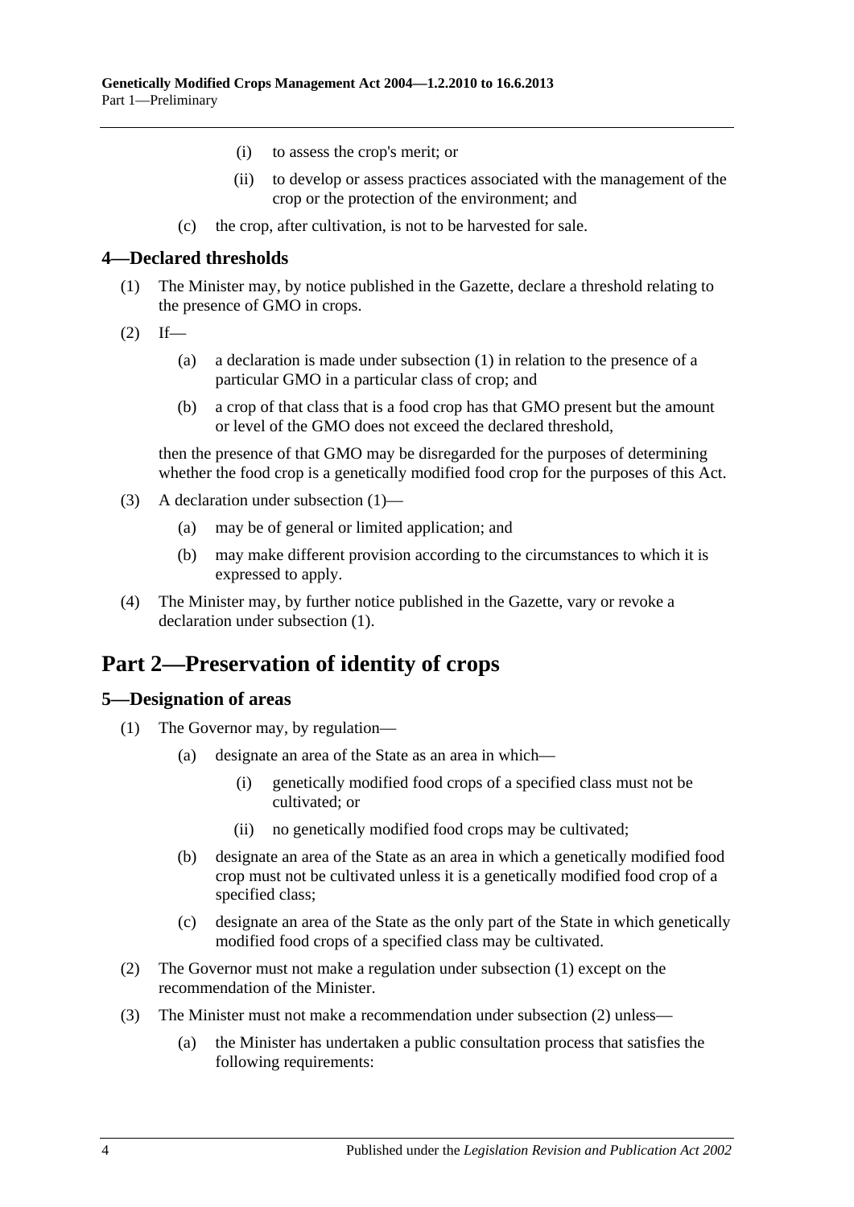(i) to assess the crop's merit; or

(ii) to develop or assess practices associated with the management of the crop or the protection of the environment; and

(c) the crop, after cultivation, is not to be harvested for sale.

### 4—Declared thresholds

(1) The Minister may, by notice published in the Gazette, declare a threshold relating to the presence of GMO in crops.

(2) If—

(a) a declaration is made under subsection (1) in relation to the presence of a particular GMO in a particular class of crop; and

(b) a crop of that class that is a food crop has that GMO present but the amount or level of the GMO does not exceed the declared threshold,

then the presence of that GMO may be disregarded for the purposes of determining whether the food crop is a genetically modified food crop for the purposes of this Act.

(3) A declaration under subsection (1)—

(a) may be of general or limited application; and

(b) may make different provision according to the circumstances to which it is expressed to apply.

(4) The Minister may, by further notice published in the Gazette, vary or revoke a declaration under subsection (1).

## Part 2—Preservation of identity of crops

### 5—Designation of areas

(1) The Governor may, by regulation—

(a) designate an area of the State as an area in which—

(i) genetically modified food crops of a specified class must not be cultivated; or

(ii) no genetically modified food crops may be cultivated;

(b) designate an area of the State as an area in which a genetically modified food crop must not be cultivated unless it is a genetically modified food crop of a specified class;

(c) designate an area of the State as the only part of the State in which genetically modified food crops of a specified class may be cultivated.

(2) The Governor must not make a regulation under subsection (1) except on the recommendation of the Minister.

(3) The Minister must not make a recommendation under subsection (2) unless—

(a) the Minister has undertaken a public consultation process that satisfies the following requirements: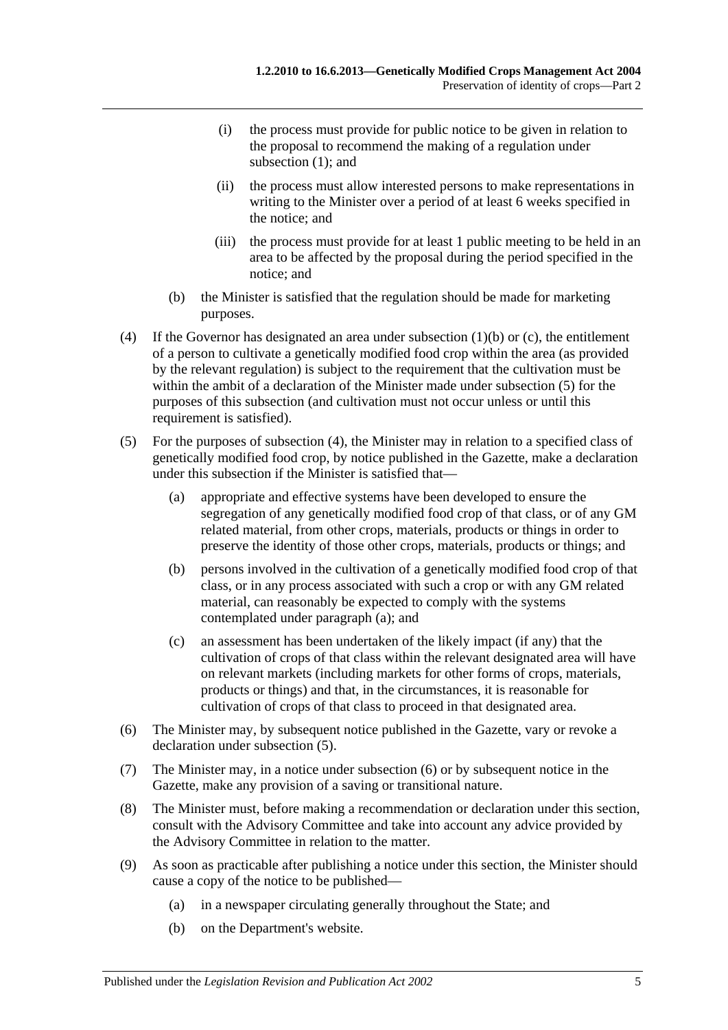(i) the process must provide for public notice to be given in relation to the proposal to recommend the making of a regulation under subsection (1); and

(ii) the process must allow interested persons to make representations in writing to the Minister over a period of at least 6 weeks specified in the notice; and

(iii) the process must provide for at least 1 public meeting to be held in an area to be affected by the proposal during the period specified in the notice; and

(b) the Minister is satisfied that the regulation should be made for marketing purposes.

(4) If the Governor has designated an area under subsection (1)(b) or (c), the entitlement of a person to cultivate a genetically modified food crop within the area (as provided by the relevant regulation) is subject to the requirement that the cultivation must be within the ambit of a declaration of the Minister made under subsection (5) for the purposes of this subsection (and cultivation must not occur unless or until this requirement is satisfied).

(5) For the purposes of subsection (4), the Minister may in relation to a specified class of genetically modified food crop, by notice published in the Gazette, make a declaration under this subsection if the Minister is satisfied that—

(a) appropriate and effective systems have been developed to ensure the segregation of any genetically modified food crop of that class, or of any GM related material, from other crops, materials, products or things in order to preserve the identity of those other crops, materials, products or things; and

(b) persons involved in the cultivation of a genetically modified food crop of that class, or in any process associated with such a crop or with any GM related material, can reasonably be expected to comply with the systems contemplated under paragraph (a); and

(c) an assessment has been undertaken of the likely impact (if any) that the cultivation of crops of that class within the relevant designated area will have on relevant markets (including markets for other forms of crops, materials, products or things) and that, in the circumstances, it is reasonable for cultivation of crops of that class to proceed in that designated area.

(6) The Minister may, by subsequent notice published in the Gazette, vary or revoke a declaration under subsection (5).

(7) The Minister may, in a notice under subsection (6) or by subsequent notice in the Gazette, make any provision of a saving or transitional nature.

(8) The Minister must, before making a recommendation or declaration under this section, consult with the Advisory Committee and take into account any advice provided by the Advisory Committee in relation to the matter.

(9) As soon as practicable after publishing a notice under this section, the Minister should cause a copy of the notice to be published—

(a) in a newspaper circulating generally throughout the State; and

(b) on the Department's website.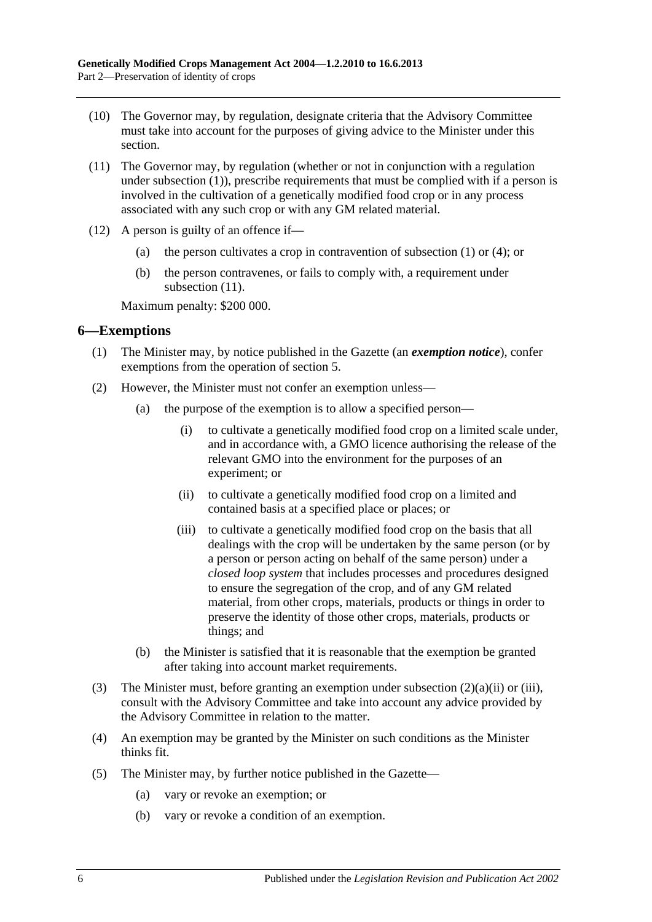(10) The Governor may, by regulation, designate criteria that the Advisory Committee must take into account for the purposes of giving advice to the Minister under this section.

(11) The Governor may, by regulation (whether or not in conjunction with a regulation under subsection (1)), prescribe requirements that must be complied with if a person is involved in the cultivation of a genetically modified food crop or in any process associated with any such crop or with any GM related material.

(12) A person is guilty of an offence if—

- (a) the person cultivates a crop in contravention of subsection (1) or (4); or
- (b) the person contravenes, or fails to comply with, a requirement under subsection (11).

Maximum penalty: $200 000.

## 6—Exemptions

(1) The Minister may, by notice published in the Gazette (an ***exemption notice***), confer exemptions from the operation of section 5.

(2) However, the Minister must not confer an exemption unless—

- (a) the purpose of the exemption is to allow a specified person—
  - (i) to cultivate a genetically modified food crop on a limited scale under, and in accordance with, a GMO licence authorising the release of the relevant GMO into the environment for the purposes of an experiment; or
  - (ii) to cultivate a genetically modified food crop on a limited and contained basis at a specified place or places; or
  - (iii) to cultivate a genetically modified food crop on the basis that all dealings with the crop will be undertaken by the same person (or by a person or person acting on behalf of the same person) under a *closed loop system* that includes processes and procedures designed to ensure the segregation of the crop, and of any GM related material, from other crops, materials, products or things in order to preserve the identity of those other crops, materials, products or things; and
- (b) the Minister is satisfied that it is reasonable that the exemption be granted after taking into account market requirements.

(3) The Minister must, before granting an exemption under subsection (2)(a)(ii) or (iii), consult with the Advisory Committee and take into account any advice provided by the Advisory Committee in relation to the matter.

(4) An exemption may be granted by the Minister on such conditions as the Minister thinks fit.

(5) The Minister may, by further notice published in the Gazette—

- (a) vary or revoke an exemption; or
- (b) vary or revoke a condition of an exemption.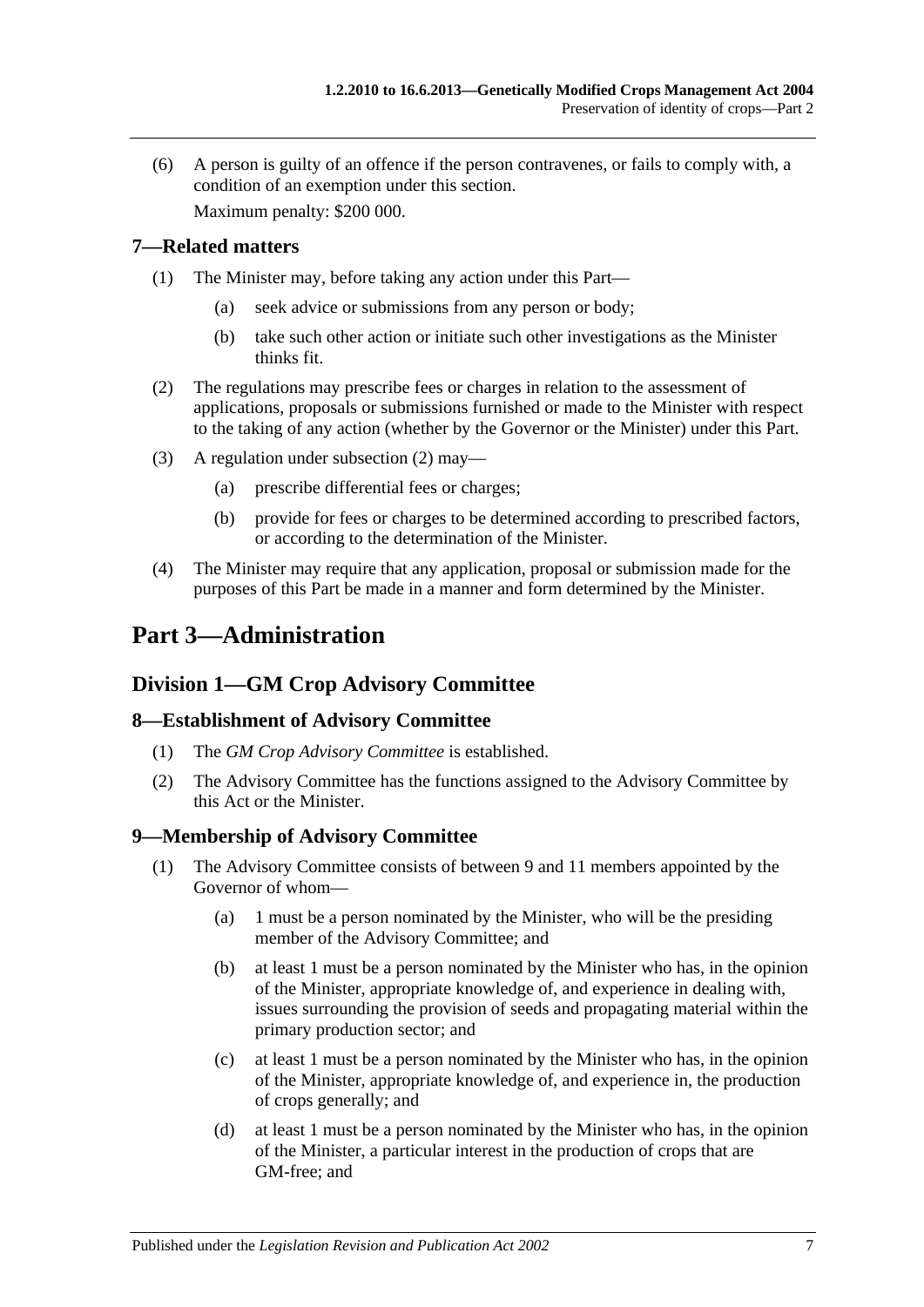(6) A person is guilty of an offence if the person contravenes, or fails to comply with, a condition of an exemption under this section.

Maximum penalty: $200 000.

## 7—Related matters

(1) The Minister may, before taking any action under this Part—

(a) seek advice or submissions from any person or body;

(b) take such other action or initiate such other investigations as the Minister thinks fit.

(2) The regulations may prescribe fees or charges in relation to the assessment of applications, proposals or submissions furnished or made to the Minister with respect to the taking of any action (whether by the Governor or the Minister) under this Part.

(3) A regulation under subsection (2) may—

(a) prescribe differential fees or charges;

(b) provide for fees or charges to be determined according to prescribed factors, or according to the determination of the Minister.

(4) The Minister may require that any application, proposal or submission made for the purposes of this Part be made in a manner and form determined by the Minister.

# Part 3—Administration

## Division 1—GM Crop Advisory Committee

## 8—Establishment of Advisory Committee

(1) The *GM Crop Advisory Committee* is established.

(2) The Advisory Committee has the functions assigned to the Advisory Committee by this Act or the Minister.

## 9—Membership of Advisory Committee

(1) The Advisory Committee consists of between 9 and 11 members appointed by the Governor of whom—

(a) 1 must be a person nominated by the Minister, who will be the presiding member of the Advisory Committee; and

(b) at least 1 must be a person nominated by the Minister who has, in the opinion of the Minister, appropriate knowledge of, and experience in dealing with, issues surrounding the provision of seeds and propagating material within the primary production sector; and

(c) at least 1 must be a person nominated by the Minister who has, in the opinion of the Minister, appropriate knowledge of, and experience in, the production of crops generally; and

(d) at least 1 must be a person nominated by the Minister who has, in the opinion of the Minister, a particular interest in the production of crops that are GM-free; and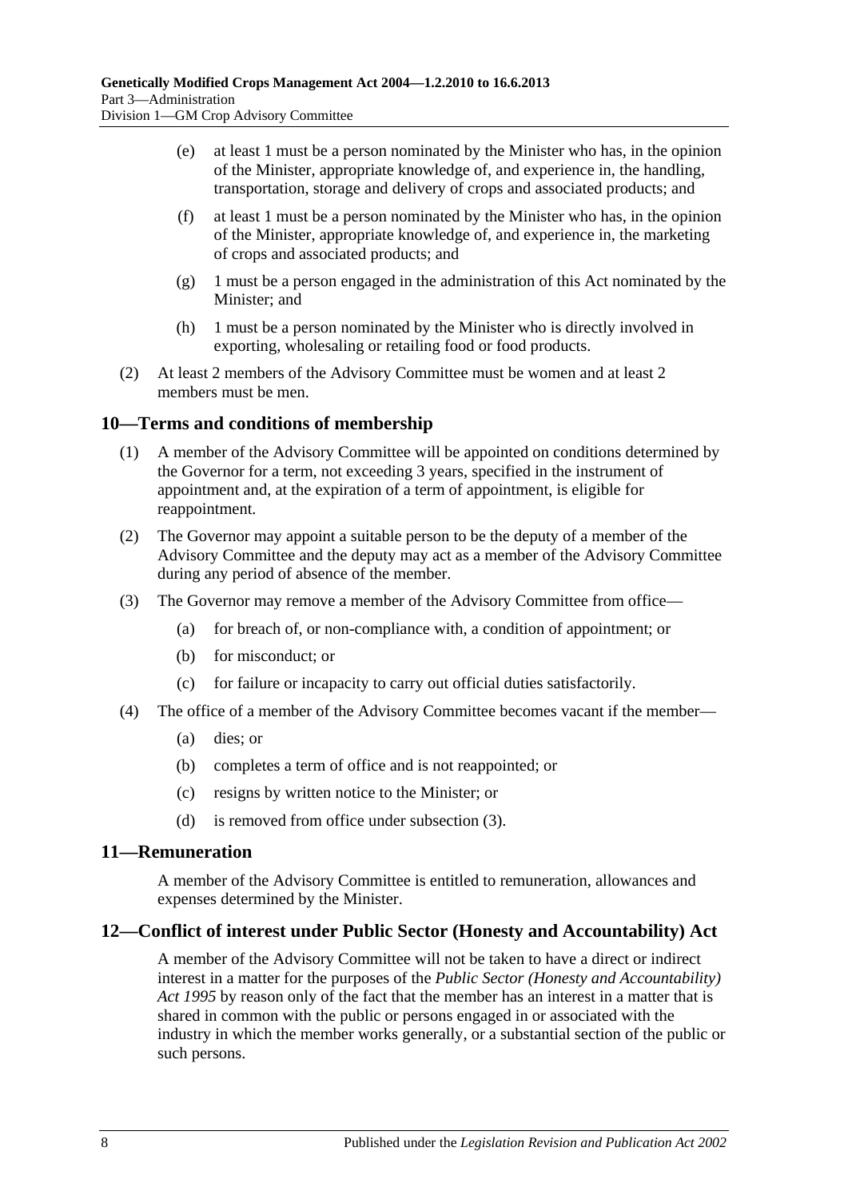(e) at least 1 must be a person nominated by the Minister who has, in the opinion of the Minister, appropriate knowledge of, and experience in, the handling, transportation, storage and delivery of crops and associated products; and

(f) at least 1 must be a person nominated by the Minister who has, in the opinion of the Minister, appropriate knowledge of, and experience in, the marketing of crops and associated products; and

(g) 1 must be a person engaged in the administration of this Act nominated by the Minister; and

(h) 1 must be a person nominated by the Minister who is directly involved in exporting, wholesaling or retailing food or food products.

(2) At least 2 members of the Advisory Committee must be women and at least 2 members must be men.

## 10—Terms and conditions of membership

(1) A member of the Advisory Committee will be appointed on conditions determined by the Governor for a term, not exceeding 3 years, specified in the instrument of appointment and, at the expiration of a term of appointment, is eligible for reappointment.

(2) The Governor may appoint a suitable person to be the deputy of a member of the Advisory Committee and the deputy may act as a member of the Advisory Committee during any period of absence of the member.

(3) The Governor may remove a member of the Advisory Committee from office—

(a) for breach of, or non-compliance with, a condition of appointment; or

(b) for misconduct; or

(c) for failure or incapacity to carry out official duties satisfactorily.

(4) The office of a member of the Advisory Committee becomes vacant if the member—

(a) dies; or

(b) completes a term of office and is not reappointed; or

(c) resigns by written notice to the Minister; or

(d) is removed from office under subsection (3).

## 11—Remuneration

A member of the Advisory Committee is entitled to remuneration, allowances and expenses determined by the Minister.

## 12—Conflict of interest under Public Sector (Honesty and Accountability) Act

A member of the Advisory Committee will not be taken to have a direct or indirect interest in a matter for the purposes of the *Public Sector (Honesty and Accountability) Act 1995* by reason only of the fact that the member has an interest in a matter that is shared in common with the public or persons engaged in or associated with the industry in which the member works generally, or a substantial section of the public or such persons.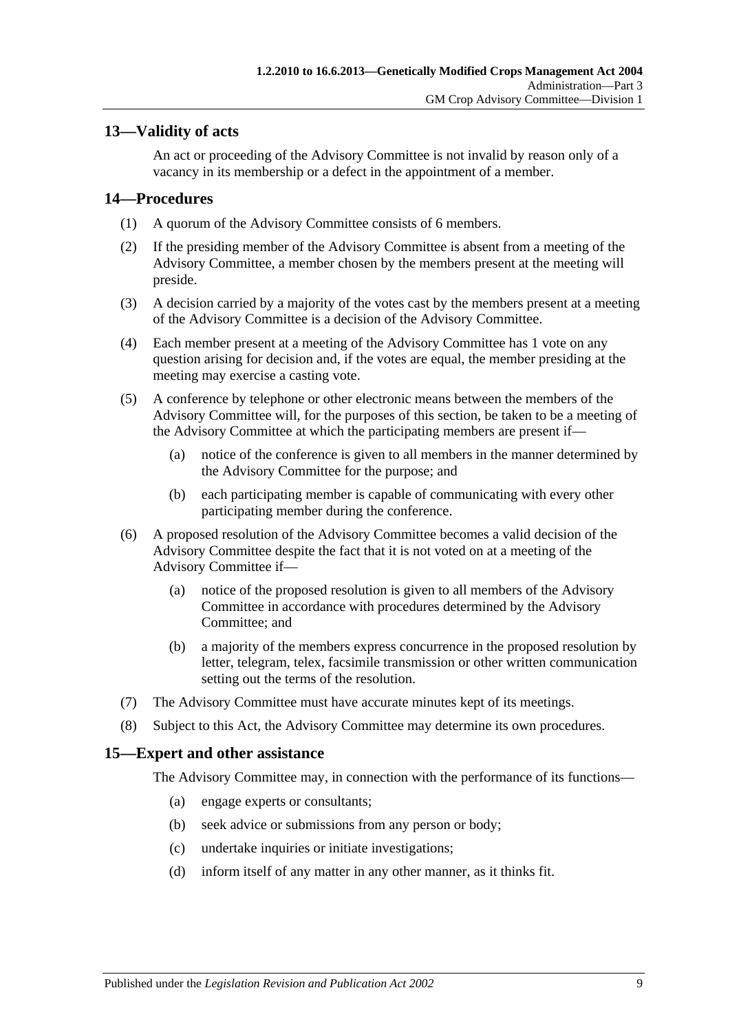## 13—Validity of acts

An act or proceeding of the Advisory Committee is not invalid by reason only of a vacancy in its membership or a defect in the appointment of a member.

## 14—Procedures

(1) A quorum of the Advisory Committee consists of 6 members.

(2) If the presiding member of the Advisory Committee is absent from a meeting of the Advisory Committee, a member chosen by the members present at the meeting will preside.

(3) A decision carried by a majority of the votes cast by the members present at a meeting of the Advisory Committee is a decision of the Advisory Committee.

(4) Each member present at a meeting of the Advisory Committee has 1 vote on any question arising for decision and, if the votes are equal, the member presiding at the meeting may exercise a casting vote.

(5) A conference by telephone or other electronic means between the members of the Advisory Committee will, for the purposes of this section, be taken to be a meeting of the Advisory Committee at which the participating members are present if—

(a) notice of the conference is given to all members in the manner determined by the Advisory Committee for the purpose; and

(b) each participating member is capable of communicating with every other participating member during the conference.

(6) A proposed resolution of the Advisory Committee becomes a valid decision of the Advisory Committee despite the fact that it is not voted on at a meeting of the Advisory Committee if—

(a) notice of the proposed resolution is given to all members of the Advisory Committee in accordance with procedures determined by the Advisory Committee; and

(b) a majority of the members express concurrence in the proposed resolution by letter, telegram, telex, facsimile transmission or other written communication setting out the terms of the resolution.

(7) The Advisory Committee must have accurate minutes kept of its meetings.

(8) Subject to this Act, the Advisory Committee may determine its own procedures.

## 15—Expert and other assistance

The Advisory Committee may, in connection with the performance of its functions—

(a) engage experts or consultants;

(b) seek advice or submissions from any person or body;

(c) undertake inquiries or initiate investigations;

(d) inform itself of any matter in any other manner, as it thinks fit.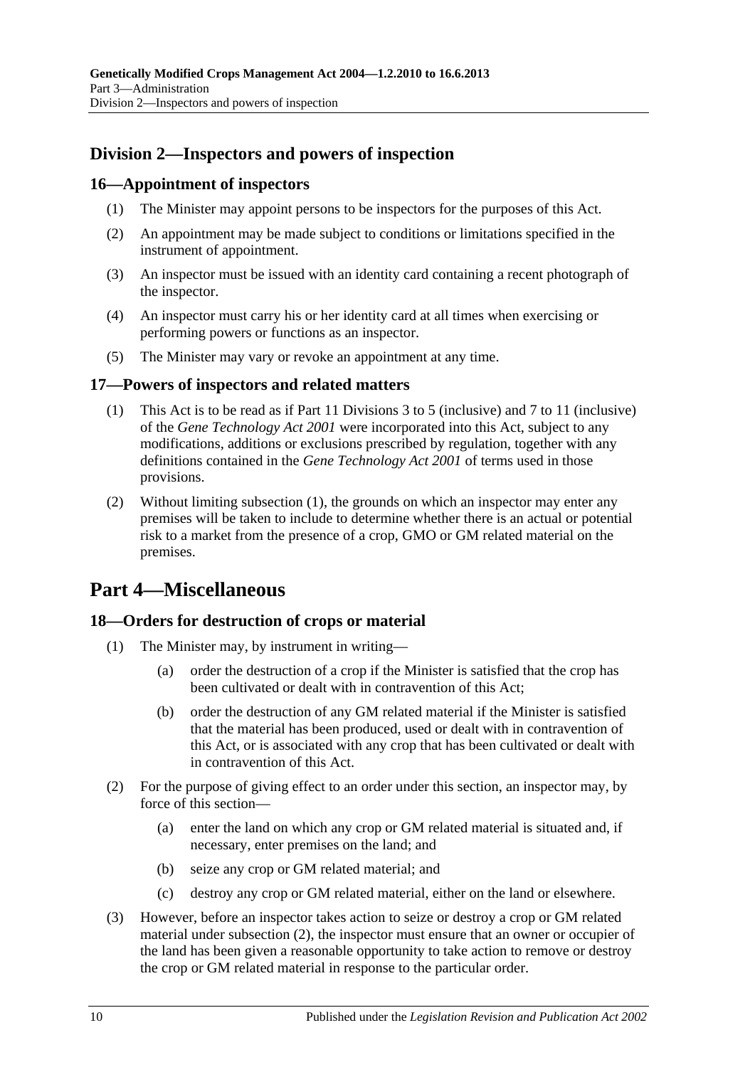## Division 2—Inspectors and powers of inspection

### 16—Appointment of inspectors

(1) The Minister may appoint persons to be inspectors for the purposes of this Act.

(2) An appointment may be made subject to conditions or limitations specified in the instrument of appointment.

(3) An inspector must be issued with an identity card containing a recent photograph of the inspector.

(4) An inspector must carry his or her identity card at all times when exercising or performing powers or functions as an inspector.

(5) The Minister may vary or revoke an appointment at any time.

### 17—Powers of inspectors and related matters

(1) This Act is to be read as if Part 11 Divisions 3 to 5 (inclusive) and 7 to 11 (inclusive) of the *Gene Technology Act 2001* were incorporated into this Act, subject to any modifications, additions or exclusions prescribed by regulation, together with any definitions contained in the *Gene Technology Act 2001* of terms used in those provisions.

(2) Without limiting subsection (1), the grounds on which an inspector may enter any premises will be taken to include to determine whether there is an actual or potential risk to a market from the presence of a crop, GMO or GM related material on the premises.

# Part 4—Miscellaneous

### 18—Orders for destruction of crops or material

(1) The Minister may, by instrument in writing—

  (a) order the destruction of a crop if the Minister is satisfied that the crop has been cultivated or dealt with in contravention of this Act;

  (b) order the destruction of any GM related material if the Minister is satisfied that the material has been produced, used or dealt with in contravention of this Act, or is associated with any crop that has been cultivated or dealt with in contravention of this Act.

(2) For the purpose of giving effect to an order under this section, an inspector may, by force of this section—

  (a) enter the land on which any crop or GM related material is situated and, if necessary, enter premises on the land; and

  (b) seize any crop or GM related material; and

  (c) destroy any crop or GM related material, either on the land or elsewhere.

(3) However, before an inspector takes action to seize or destroy a crop or GM related material under subsection (2), the inspector must ensure that an owner or occupier of the land has been given a reasonable opportunity to take action to remove or destroy the crop or GM related material in response to the particular order.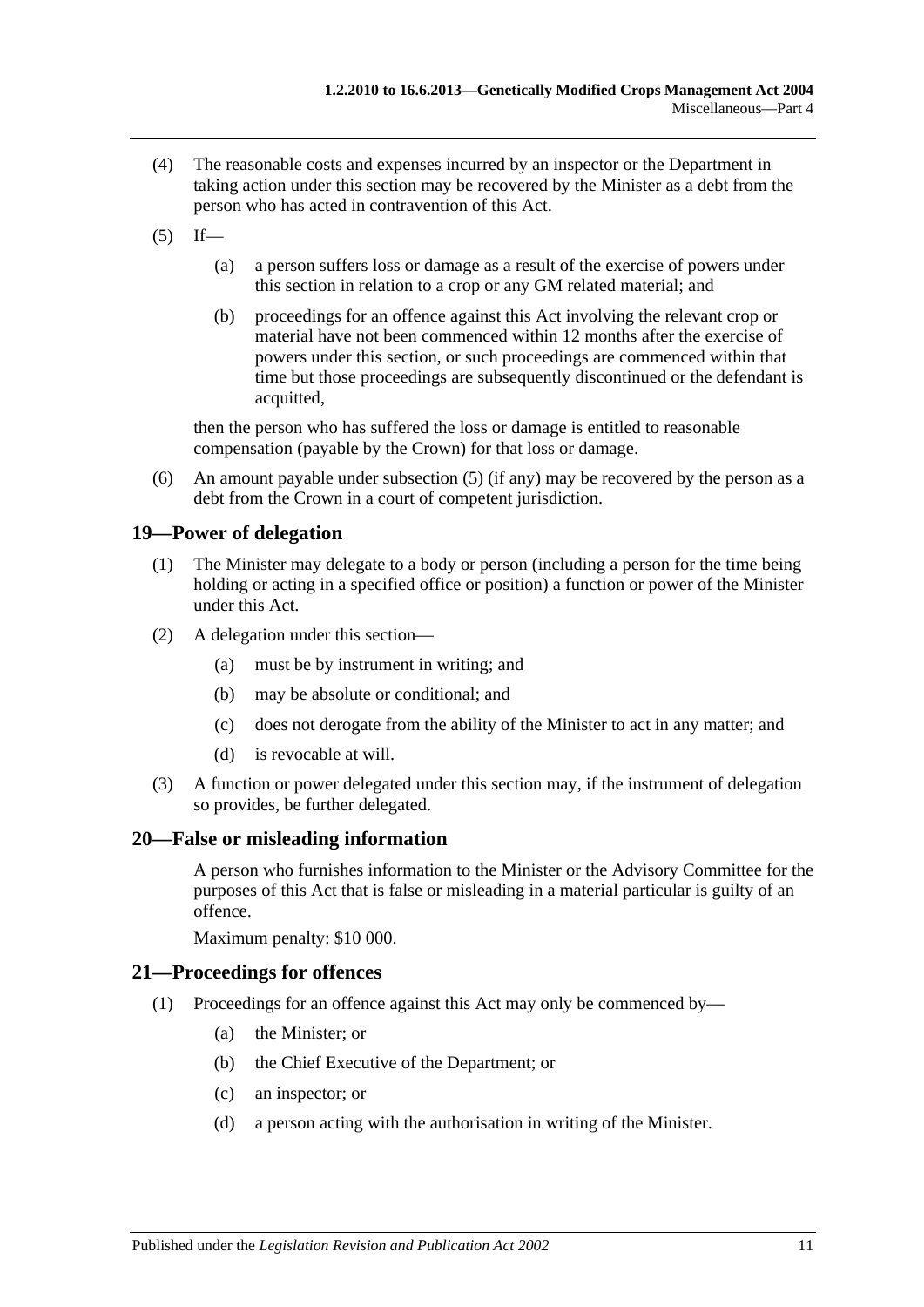(4) The reasonable costs and expenses incurred by an inspector or the Department in taking action under this section may be recovered by the Minister as a debt from the person who has acted in contravention of this Act.

(5) If—

(a) a person suffers loss or damage as a result of the exercise of powers under this section in relation to a crop or any GM related material; and

(b) proceedings for an offence against this Act involving the relevant crop or material have not been commenced within 12 months after the exercise of powers under this section, or such proceedings are commenced within that time but those proceedings are subsequently discontinued or the defendant is acquitted,

then the person who has suffered the loss or damage is entitled to reasonable compensation (payable by the Crown) for that loss or damage.

(6) An amount payable under subsection (5) (if any) may be recovered by the person as a debt from the Crown in a court of competent jurisdiction.

## 19—Power of delegation

(1) The Minister may delegate to a body or person (including a person for the time being holding or acting in a specified office or position) a function or power of the Minister under this Act.

(2) A delegation under this section—

(a) must be by instrument in writing; and

(b) may be absolute or conditional; and

(c) does not derogate from the ability of the Minister to act in any matter; and

(d) is revocable at will.

(3) A function or power delegated under this section may, if the instrument of delegation so provides, be further delegated.

## 20—False or misleading information

A person who furnishes information to the Minister or the Advisory Committee for the purposes of this Act that is false or misleading in a material particular is guilty of an offence.

Maximum penalty: $10 000.

## 21—Proceedings for offences

(1) Proceedings for an offence against this Act may only be commenced by—

(a) the Minister; or

(b) the Chief Executive of the Department; or

(c) an inspector; or

(d) a person acting with the authorisation in writing of the Minister.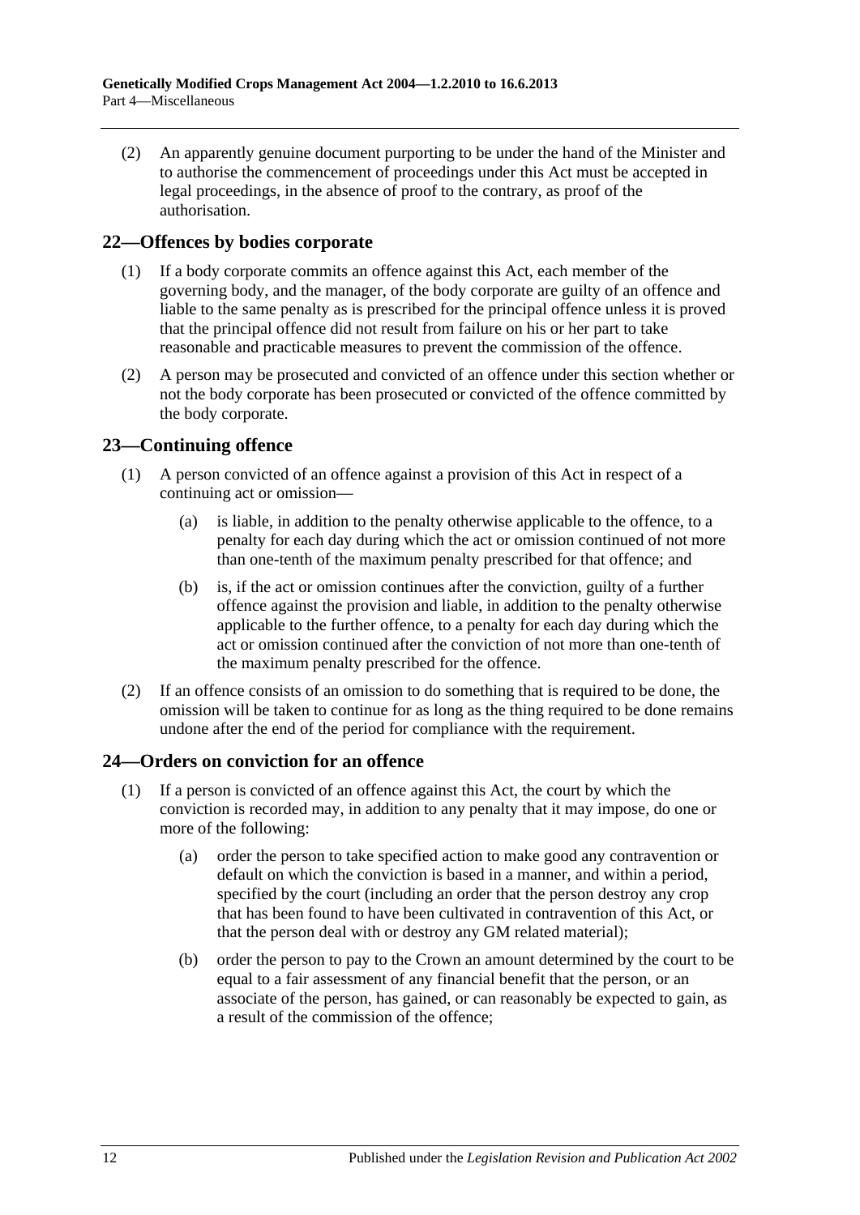(2) An apparently genuine document purporting to be under the hand of the Minister and to authorise the commencement of proceedings under this Act must be accepted in legal proceedings, in the absence of proof to the contrary, as proof of the authorisation.

## 22—Offences by bodies corporate

(1) If a body corporate commits an offence against this Act, each member of the governing body, and the manager, of the body corporate are guilty of an offence and liable to the same penalty as is prescribed for the principal offence unless it is proved that the principal offence did not result from failure on his or her part to take reasonable and practicable measures to prevent the commission of the offence.

(2) A person may be prosecuted and convicted of an offence under this section whether or not the body corporate has been prosecuted or convicted of the offence committed by the body corporate.

## 23—Continuing offence

(1) A person convicted of an offence against a provision of this Act in respect of a continuing act or omission—

(a) is liable, in addition to the penalty otherwise applicable to the offence, to a penalty for each day during which the act or omission continued of not more than one-tenth of the maximum penalty prescribed for that offence; and

(b) is, if the act or omission continues after the conviction, guilty of a further offence against the provision and liable, in addition to the penalty otherwise applicable to the further offence, to a penalty for each day during which the act or omission continued after the conviction of not more than one-tenth of the maximum penalty prescribed for the offence.

(2) If an offence consists of an omission to do something that is required to be done, the omission will be taken to continue for as long as the thing required to be done remains undone after the end of the period for compliance with the requirement.

## 24—Orders on conviction for an offence

(1) If a person is convicted of an offence against this Act, the court by which the conviction is recorded may, in addition to any penalty that it may impose, do one or more of the following:

(a) order the person to take specified action to make good any contravention or default on which the conviction is based in a manner, and within a period, specified by the court (including an order that the person destroy any crop that has been found to have been cultivated in contravention of this Act, or that the person deal with or destroy any GM related material);

(b) order the person to pay to the Crown an amount determined by the court to be equal to a fair assessment of any financial benefit that the person, or an associate of the person, has gained, or can reasonably be expected to gain, as a result of the commission of the offence;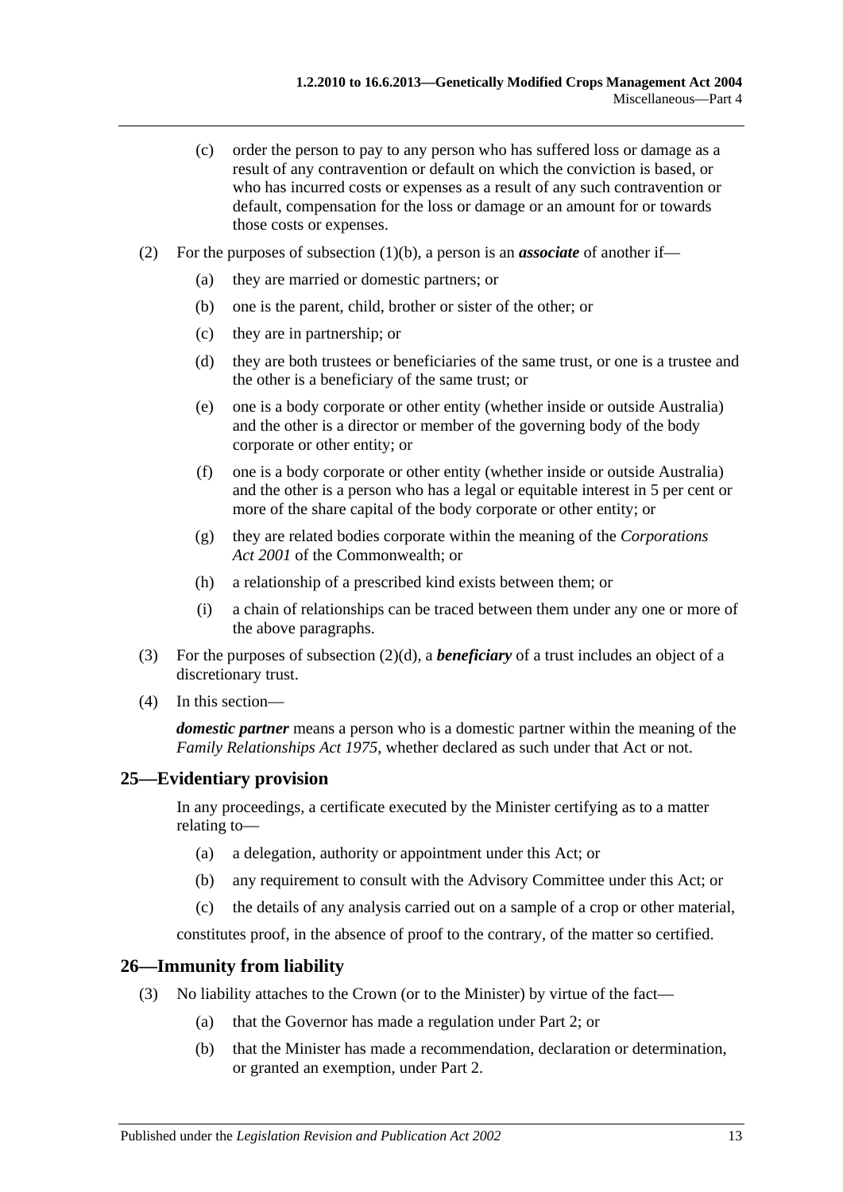(c) order the person to pay to any person who has suffered loss or damage as a result of any contravention or default on which the conviction is based, or who has incurred costs or expenses as a result of any such contravention or default, compensation for the loss or damage or an amount for or towards those costs or expenses.

(2) For the purposes of subsection (1)(b), a person is an ***associate*** of another if—

(a) they are married or domestic partners; or

(b) one is the parent, child, brother or sister of the other; or

(c) they are in partnership; or

(d) they are both trustees or beneficiaries of the same trust, or one is a trustee and the other is a beneficiary of the same trust; or

(e) one is a body corporate or other entity (whether inside or outside Australia) and the other is a director or member of the governing body of the body corporate or other entity; or

(f) one is a body corporate or other entity (whether inside or outside Australia) and the other is a person who has a legal or equitable interest in 5 per cent or more of the share capital of the body corporate or other entity; or

(g) they are related bodies corporate within the meaning of the *Corporations Act 2001* of the Commonwealth; or

(h) a relationship of a prescribed kind exists between them; or

(i) a chain of relationships can be traced between them under any one or more of the above paragraphs.

(3) For the purposes of subsection (2)(d), a ***beneficiary*** of a trust includes an object of a discretionary trust.

(4) In this section—

***domestic partner*** means a person who is a domestic partner within the meaning of the *Family Relationships Act 1975*, whether declared as such under that Act or not.

## 25—Evidentiary provision

In any proceedings, a certificate executed by the Minister certifying as to a matter relating to—

(a) a delegation, authority or appointment under this Act; or

(b) any requirement to consult with the Advisory Committee under this Act; or

(c) the details of any analysis carried out on a sample of a crop or other material,

constitutes proof, in the absence of proof to the contrary, of the matter so certified.

## 26—Immunity from liability

(3) No liability attaches to the Crown (or to the Minister) by virtue of the fact—

(a) that the Governor has made a regulation under Part 2; or

(b) that the Minister has made a recommendation, declaration or determination, or granted an exemption, under Part 2.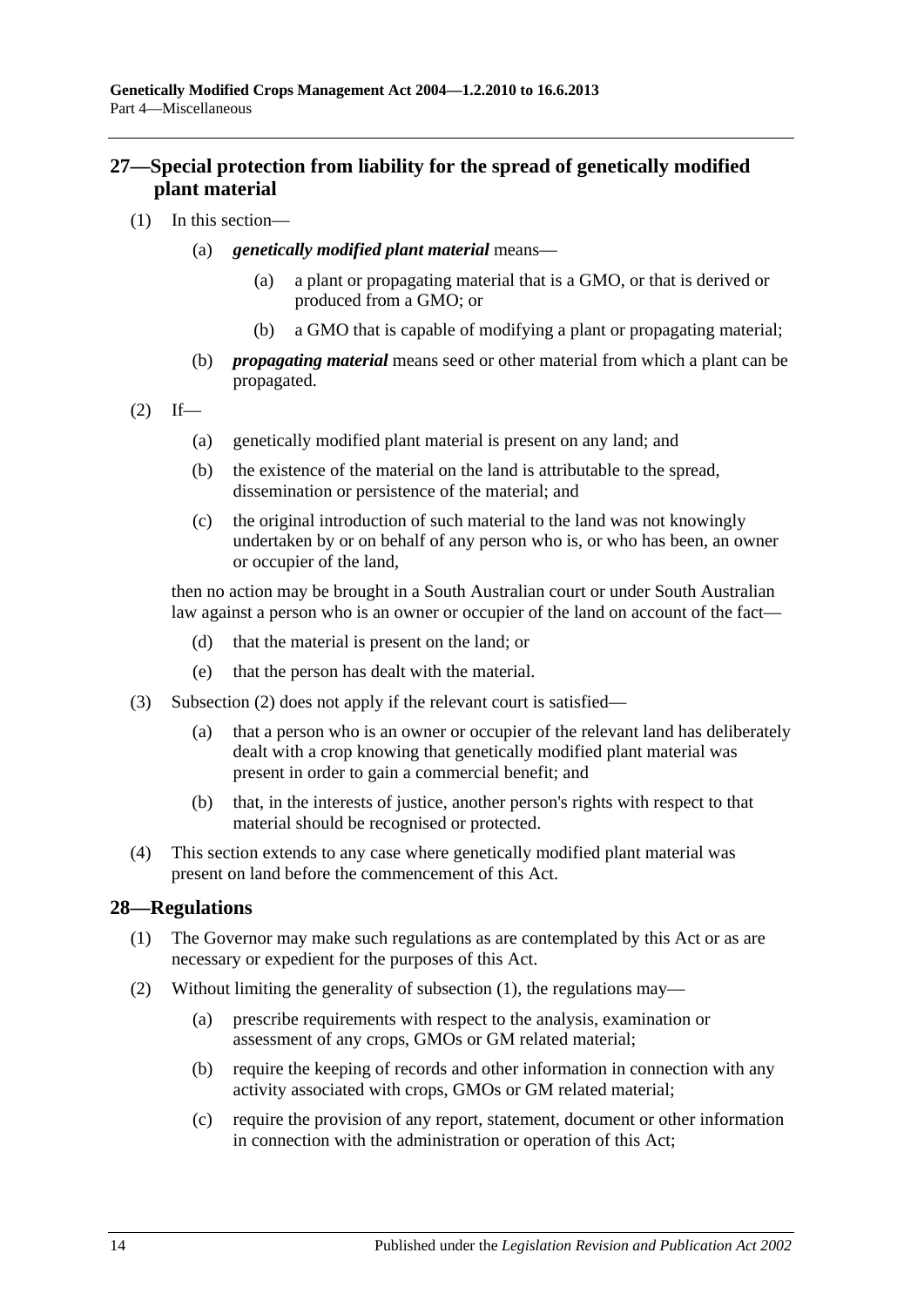## 27—Special protection from liability for the spread of genetically modified plant material

(1) In this section—

(a) ***genetically modified plant material*** means—

(a) a plant or propagating material that is a GMO, or that is derived or produced from a GMO; or

(b) a GMO that is capable of modifying a plant or propagating material;

(b) ***propagating material*** means seed or other material from which a plant can be propagated.

(2) If—

(a) genetically modified plant material is present on any land; and

(b) the existence of the material on the land is attributable to the spread, dissemination or persistence of the material; and

(c) the original introduction of such material to the land was not knowingly undertaken by or on behalf of any person who is, or who has been, an owner or occupier of the land,

then no action may be brought in a South Australian court or under South Australian law against a person who is an owner or occupier of the land on account of the fact—

(d) that the material is present on the land; or

(e) that the person has dealt with the material.

(3) Subsection (2) does not apply if the relevant court is satisfied—

(a) that a person who is an owner or occupier of the relevant land has deliberately dealt with a crop knowing that genetically modified plant material was present in order to gain a commercial benefit; and

(b) that, in the interests of justice, another person's rights with respect to that material should be recognised or protected.

(4) This section extends to any case where genetically modified plant material was present on land before the commencement of this Act.

## 28—Regulations

(1) The Governor may make such regulations as are contemplated by this Act or as are necessary or expedient for the purposes of this Act.

(2) Without limiting the generality of subsection (1), the regulations may—

(a) prescribe requirements with respect to the analysis, examination or assessment of any crops, GMOs or GM related material;

(b) require the keeping of records and other information in connection with any activity associated with crops, GMOs or GM related material;

(c) require the provision of any report, statement, document or other information in connection with the administration or operation of this Act;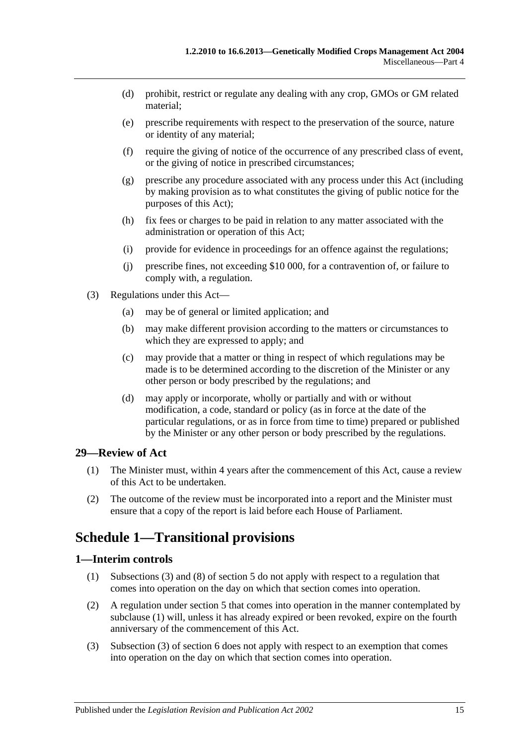(d) prohibit, restrict or regulate any dealing with any crop, GMOs or GM related material;

(e) prescribe requirements with respect to the preservation of the source, nature or identity of any material;

(f) require the giving of notice of the occurrence of any prescribed class of event, or the giving of notice in prescribed circumstances;

(g) prescribe any procedure associated with any process under this Act (including by making provision as to what constitutes the giving of public notice for the purposes of this Act);

(h) fix fees or charges to be paid in relation to any matter associated with the administration or operation of this Act;

(i) provide for evidence in proceedings for an offence against the regulations;

(j) prescribe fines, not exceeding $10 000, for a contravention of, or failure to comply with, a regulation.

(3) Regulations under this Act—

(a) may be of general or limited application; and

(b) may make different provision according to the matters or circumstances to which they are expressed to apply; and

(c) may provide that a matter or thing in respect of which regulations may be made is to be determined according to the discretion of the Minister or any other person or body prescribed by the regulations; and

(d) may apply or incorporate, wholly or partially and with or without modification, a code, standard or policy (as in force at the date of the particular regulations, or as in force from time to time) prepared or published by the Minister or any other person or body prescribed by the regulations.

## 29—Review of Act

(1) The Minister must, within 4 years after the commencement of this Act, cause a review of this Act to be undertaken.

(2) The outcome of the review must be incorporated into a report and the Minister must ensure that a copy of the report is laid before each House of Parliament.

# Schedule 1—Transitional provisions

## 1—Interim controls

(1) Subsections (3) and (8) of section 5 do not apply with respect to a regulation that comes into operation on the day on which that section comes into operation.

(2) A regulation under section 5 that comes into operation in the manner contemplated by subclause (1) will, unless it has already expired or been revoked, expire on the fourth anniversary of the commencement of this Act.

(3) Subsection (3) of section 6 does not apply with respect to an exemption that comes into operation on the day on which that section comes into operation.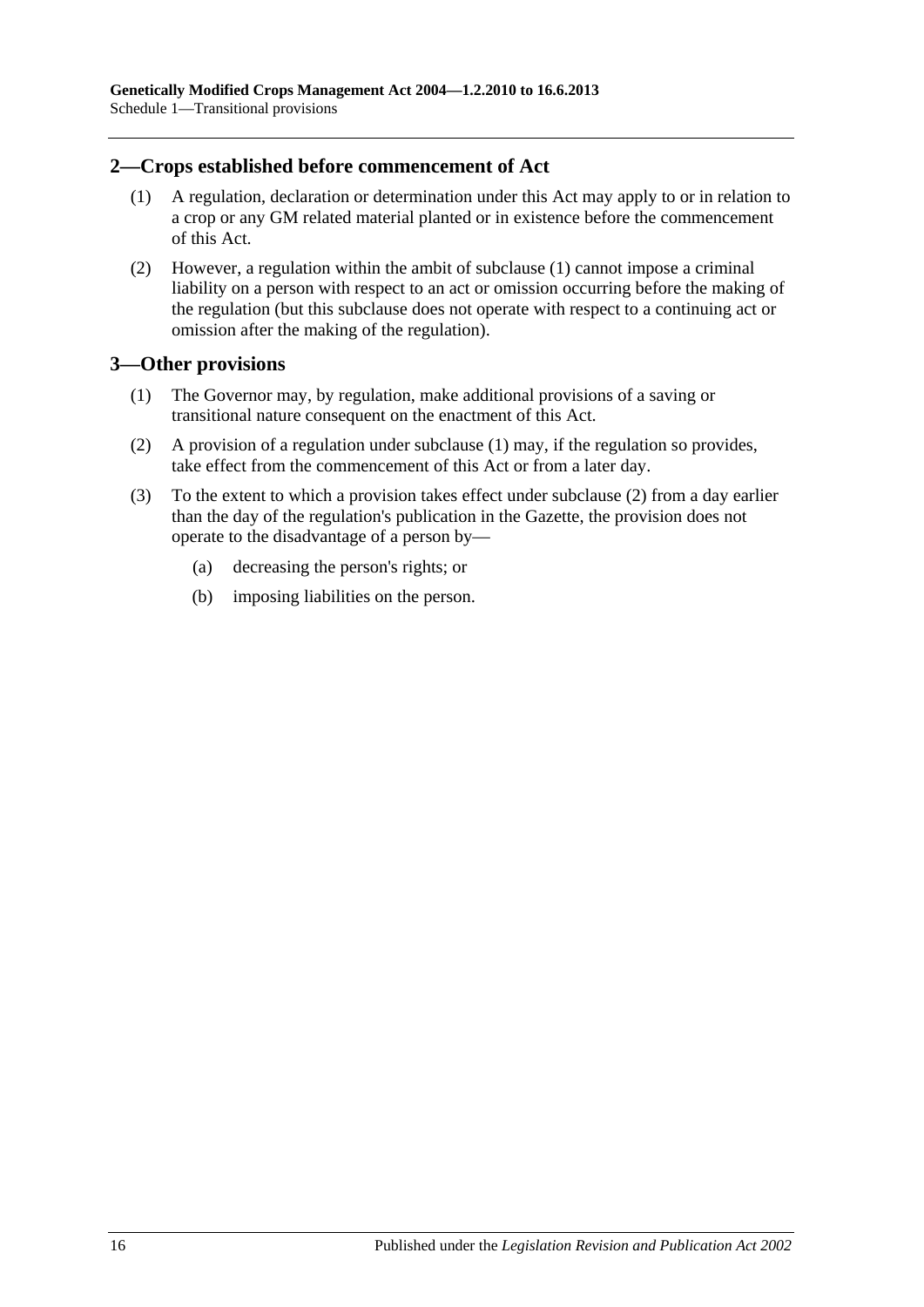## 2—Crops established before commencement of Act

(1) A regulation, declaration or determination under this Act may apply to or in relation to a crop or any GM related material planted or in existence before the commencement of this Act.

(2) However, a regulation within the ambit of subclause (1) cannot impose a criminal liability on a person with respect to an act or omission occurring before the making of the regulation (but this subclause does not operate with respect to a continuing act or omission after the making of the regulation).

## 3—Other provisions

(1) The Governor may, by regulation, make additional provisions of a saving or transitional nature consequent on the enactment of this Act.

(2) A provision of a regulation under subclause (1) may, if the regulation so provides, take effect from the commencement of this Act or from a later day.

(3) To the extent to which a provision takes effect under subclause (2) from a day earlier than the day of the regulation's publication in the Gazette, the provision does not operate to the disadvantage of a person by—

(a) decreasing the person's rights; or

(b) imposing liabilities on the person.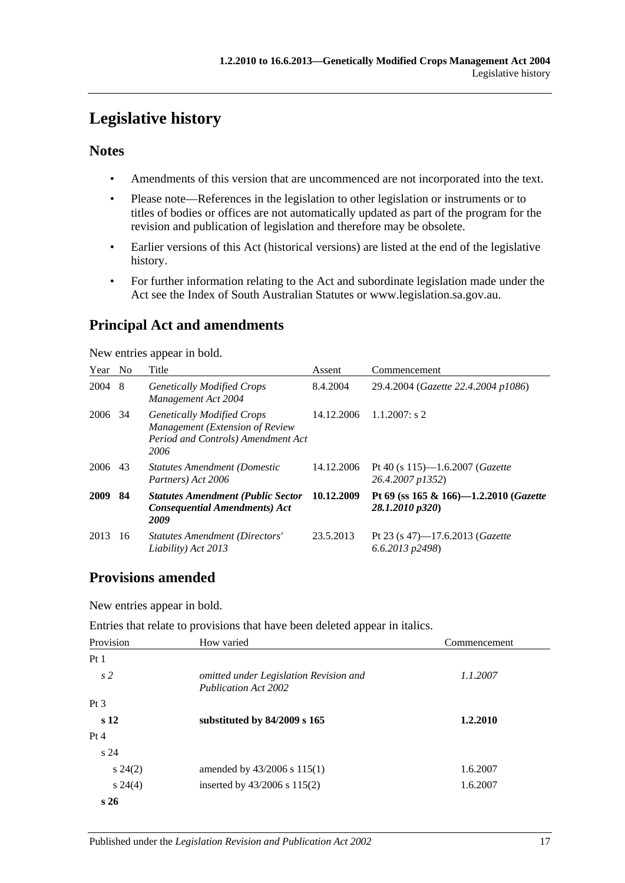# Legislative history

## Notes

- Amendments of this version that are uncommenced are not incorporated into the text.
- Please note—References in the legislation to other legislation or instruments or to titles of bodies or offices are not automatically updated as part of the program for the revision and publication of legislation and therefore may be obsolete.
- Earlier versions of this Act (historical versions) are listed at the end of the legislative history.
- For further information relating to the Act and subordinate legislation made under the Act see the Index of South Australian Statutes or www.legislation.sa.gov.au.

## Principal Act and amendments

New entries appear in bold.

| Year | No | Title | Assent | Commencement |
|---|---|---|---|---|
| 2004 | 8 | *Genetically Modified Crops Management Act 2004* | 8.4.2004 | 29.4.2004 (*Gazette 22.4.2004 p1086*) |
| 2006 | 34 | *Genetically Modified Crops Management (Extension of Review Period and Controls) Amendment Act 2006* | 14.12.2006 | 1.1.2007: s 2 |
| 2006 | 43 | *Statutes Amendment (Domestic Partners) Act 2006* | 14.12.2006 | Pt 40 (s 115)—1.6.2007 (*Gazette 26.4.2007 p1352*) |
| **2009** | **84** | ***Statutes Amendment (Public Sector Consequential Amendments) Act 2009*** | **10.12.2009** | **Pt 69 (ss 165 & 166)—1.2.2010 (*Gazette 28.1.2010 p320*)** |
| 2013 | 16 | *Statutes Amendment (Directors' Liability) Act 2013* | 23.5.2013 | Pt 23 (s 47)—17.6.2013 (*Gazette 6.6.2013 p2498*) |

## Provisions amended

New entries appear in bold.

Entries that relate to provisions that have been deleted appear in italics.

| Provision | How varied | Commencement |
|---|---|---|
| Pt 1 | | |
| *s 2* | *omitted under Legislation Revision and Publication Act 2002* | *1.1.2007* |
| Pt 3 | | |
| **s 12** | **substituted by 84/2009 s 165** | **1.2.2010** |
| Pt 4 | | |
| s 24 | | |
| s 24(2) | amended by 43/2006 s 115(1) | 1.6.2007 |
| s 24(4) | inserted by 43/2006 s 115(2) | 1.6.2007 |
| **s 26** | | |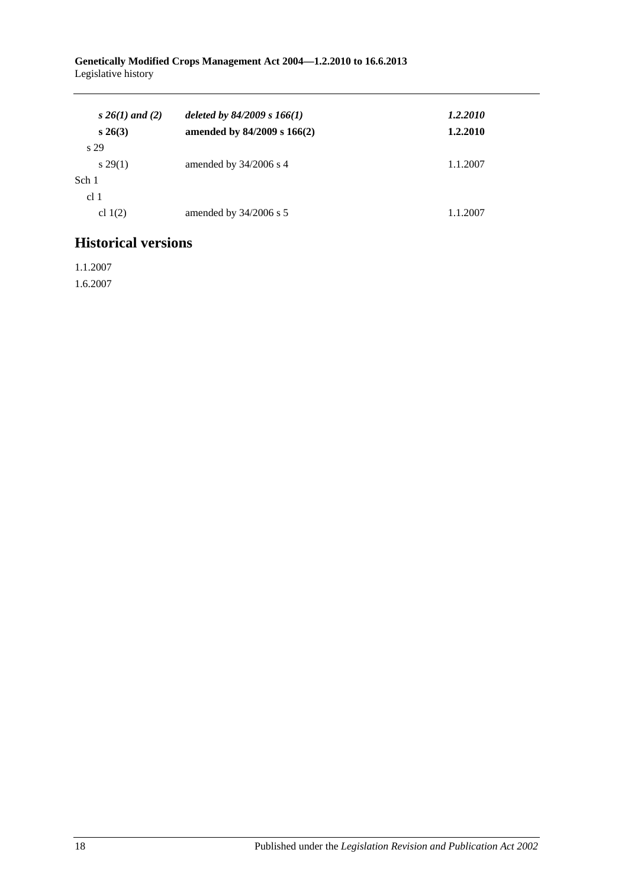| | | |
|---|---|---|
| *s 26(1) and (2)* | *deleted by 84/2009 s 166(1)* | *1.2.2010* |
| **s 26(3)** | **amended by 84/2009 s 166(2)** | **1.2.2010** |
| s 29 | | |
| s 29(1) | amended by 34/2006 s 4 | 1.1.2007 |
| Sch 1 | | |
| cl 1 | | |
| cl 1(2) | amended by 34/2006 s 5 | 1.1.2007 |

## Historical versions

1.1.2007

1.6.2007